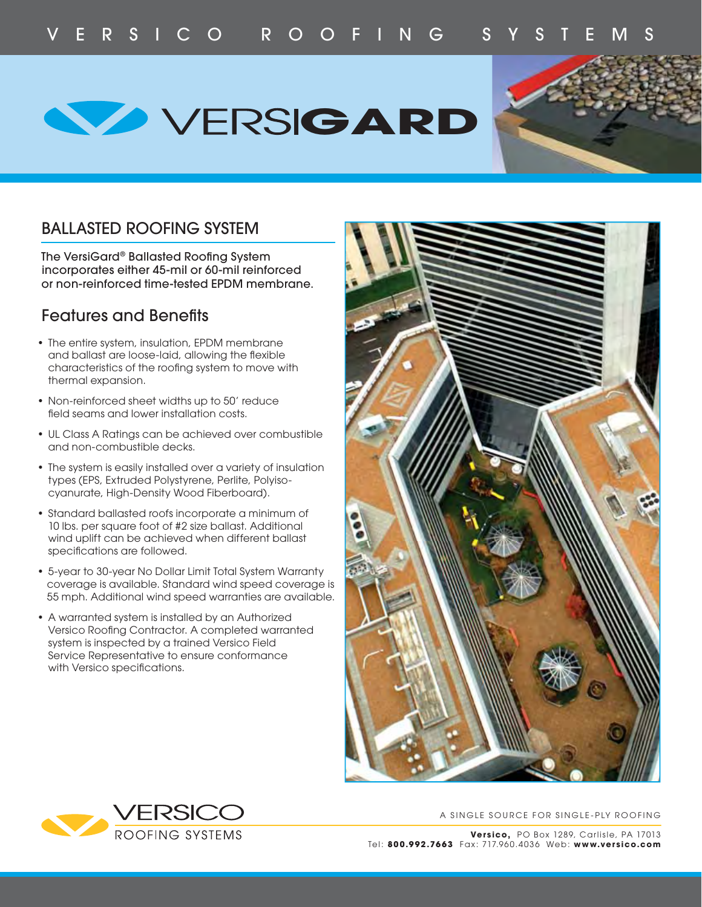VERSICO ROOFING SYSTEMS

# VERSIGARD

## BALLASTED ROOFING SYSTEM

The VersiGard® Ballasted Roofing System incorporates either 45-mil or 60-mil reinforced or non-reinforced time-tested EPDM membrane.

## Features and Benefits

- The entire system, insulation, EPDM membrane and ballast are loose-laid, allowing the flexible characteristics of the roofing system to move with thermal expansion.
- Non-reinforced sheet widths up to 50′ reduce field seams and lower installation costs.
- UL Class A Ratings can be achieved over combustible and non-combustible decks.
- The system is easily installed over a variety of insulation types (EPS, Extruded Polystyrene, Perlite, Polyisocyanurate, High-Density Wood Fiberboard).
- Standard ballasted roofs incorporate a minimum of 10 lbs. per square foot of #2 size ballast. Additional wind uplift can be achieved when different ballast specifications are followed.
- 5-year to 30-year No Dollar Limit Total System Warranty coverage is available. Standard wind speed coverage is 55 mph. Additional wind speed warranties are available.
- A warranted system is installed by an Authorized Versico Roofing Contractor. A completed warranted system is inspected by a trained Versico Field Service Representative to ensure conformance with Versico specifications.

VERSICO ROOFING SYSTEMS

A SINGLE SOURCE FOR SINGLE-PLY ROOFING

**Versico,** PO Box 1289, Carlisle, PA 17013
Tel: **800.992.7663** Fax: 717.960.4036 Web: **www.versico.com**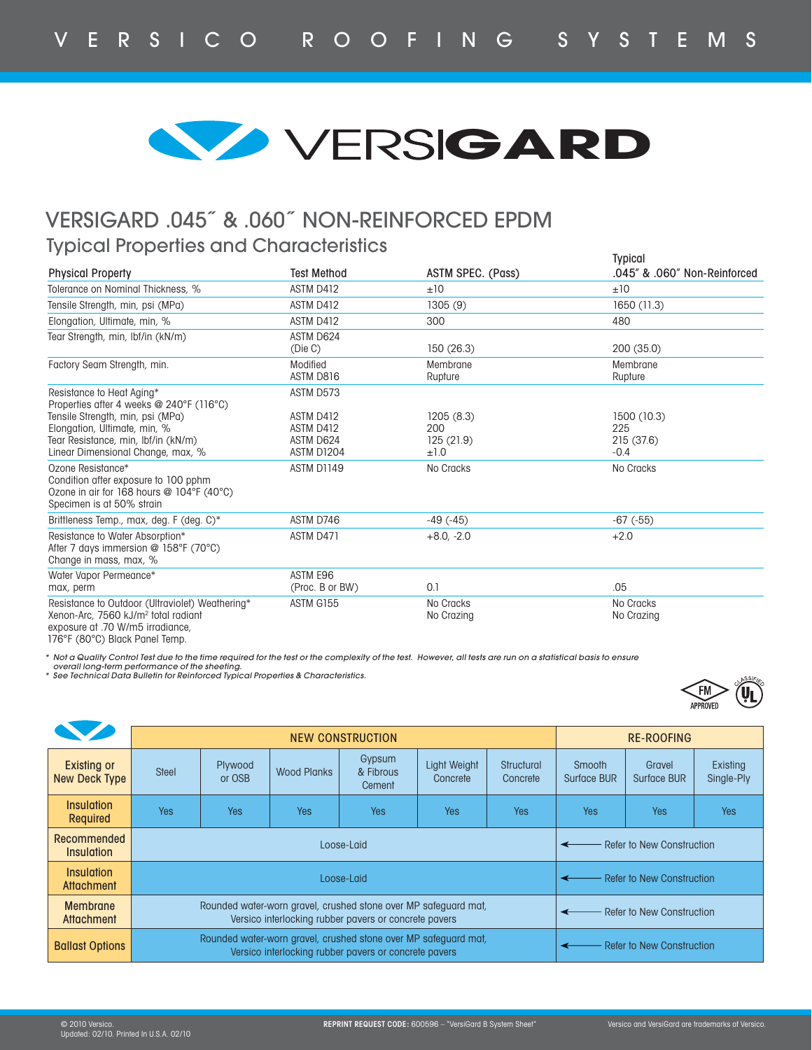# VERSIGARD

## VERSIGARD .045˝ & .060˝ NON-REINFORCED EPDM

### Typical Properties and Characteristics

| Physical Property | Test Method | ASTM SPEC. (Pass) | Typical .045" & .060" Non-Reinforced |
|---|---|---|---|
| Tolerance on Nominal Thickness, % | ASTM D412 | ±10 | ±10 |
| Tensile Strength, min, psi (MPa) | ASTM D412 | 1305 (9) | 1650 (11.3) |
| Elongation, Ultimate, min, % | ASTM D412 | 300 | 480 |
| Tear Strength, min, lbf/in (kN/m) | ASTM D624 (Die C) | 150 (26.3) | 200 (35.0) |
| Factory Seam Strength, min. | Modified ASTM D816 | Membrane Rupture | Membrane Rupture |
| Resistance to Heat Aging* Properties after 4 weeks @ 240°F (116°C) | ASTM D573 | | |
| Tensile Strength, min, psi (MPa) | ASTM D412 | 1205 (8.3) | 1500 (10.3) |
| Elongation, Ultimate, min, % | ASTM D412 | 200 | 225 |
| Tear Resistance, min, lbf/in (kN/m) | ASTM D624 | 125 (21.9) | 215 (37.6) |
| Linear Dimensional Change, max, % | ASTM D1204 | ±1.0 | -0.4 |
| Ozone Resistance* Condition after exposure to 100 pphm Ozone in air for 168 hours @ 104°F (40°C) Specimen is at 50% strain | ASTM D1149 | No Cracks | No Cracks |
| Brittleness Temp., max, deg. F (deg. C)* | ASTM D746 | -49 (-45) | -67 (-55) |
| Resistance to Water Absorption* After 7 days immersion @ 158°F (70°C) Change in mass, max, % | ASTM D471 | +8.0, -2.0 | +2.0 |
| Water Vapor Permeance* max, perm | ASTM E96 (Proc. B or BW) | 0.1 | .05 |
| Resistance to Outdoor (Ultraviolet) Weathering* Xenon-Arc, 7560 kJ/m² total radiant exposure at .70 W/m5 irradiance, 176°F (80°C) Black Panel Temp. | ASTM G155 | No Cracks No Crazing | No Cracks No Crazing |

*\* Not a Quality Control Test due to the time required for the test or the complexity of the test. However, all tests are run on a statistical basis to ensure overall long-term performance of the sheeting.*
*\* See Technical Data Bulletin for Reinforced Typical Properties & Characteristics.*

FM APPROVED | UL CLASSIFIED

| | NEW CONSTRUCTION | | | | | | RE-ROOFING | | |
|---|---|---|---|---|---|---|---|---|---|
| **Existing or New Deck Type** | Steel | Plywood or OSB | Wood Planks | Gypsum & Fibrous Cement | Light Weight Concrete | Structural Concrete | Smooth Surface BUR | Gravel Surface BUR | Existing Single-Ply |
| **Insulation Required** | Yes | Yes | Yes | Yes | Yes | Yes | Yes | Yes | Yes |
| **Recommended Insulation** | Loose-Laid | | | | | | ← Refer to New Construction | | |
| **Insulation Attachment** | Loose-Laid | | | | | | ← Refer to New Construction | | |
| **Membrane Attachment** | Rounded water-worn gravel, crushed stone over MP safeguard mat, Versico interlocking rubber pavers or concrete pavers | | | | | | ← Refer to New Construction | | |
| **Ballast Options** | Rounded water-worn gravel, crushed stone over MP safeguard mat, Versico interlocking rubber pavers or concrete pavers | | | | | | ← Refer to New Construction | | |

© 2010 Versico.
Updated: 02/10. Printed In U.S.A. 02/10

**REPRINT REQUEST CODE:** 600596 – "VersiGard B System Sheet"

Versico and VersiGard are trademarks of Versico.